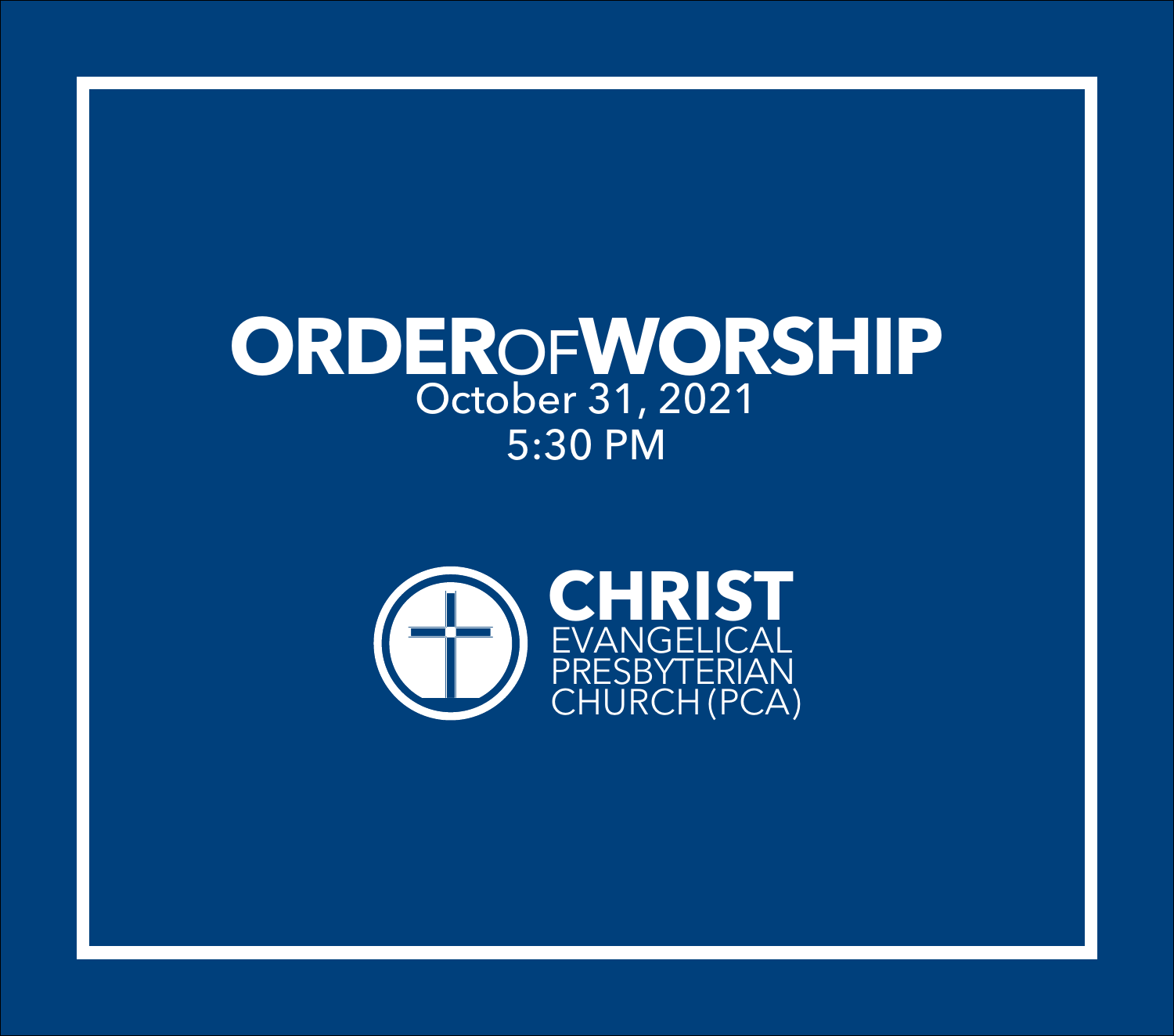# ORDER OF WORSHIP

October 31, 2021

5:30 PM

**CHRIST**

EVANGELICAL

PRESBYTERIAN

CHURCH (PCA)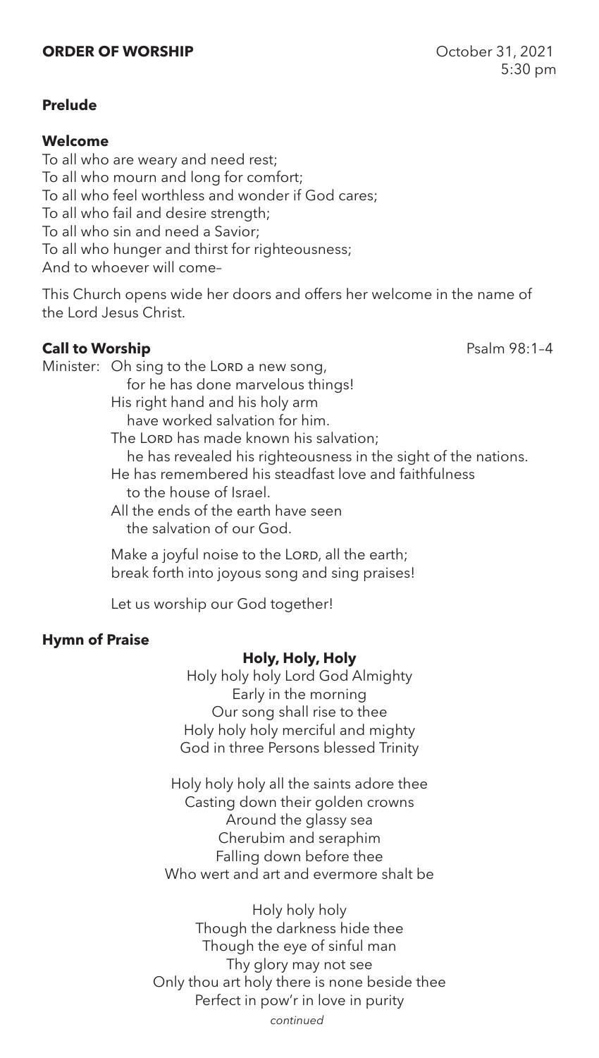**ORDER OF WORSHIP**

October 31, 2021
5:30 pm

**Prelude**

**Welcome**

To all who are weary and need rest;
To all who mourn and long for comfort;
To all who feel worthless and wonder if God cares;
To all who fail and desire strength;
To all who sin and need a Savior;
To all who hunger and thirst for righteousness;
And to whoever will come–

This Church opens wide her doors and offers her welcome in the name of the Lord Jesus Christ.

**Call to Worship** — Psalm 98:1–4

Minister: Oh sing to the LORD a new song,
for he has done marvelous things!
His right hand and his holy arm
have worked salvation for him.
The LORD has made known his salvation;
he has revealed his righteousness in the sight of the nations.
He has remembered his steadfast love and faithfulness
to the house of Israel.
All the ends of the earth have seen
the salvation of our God.

Make a joyful noise to the LORD, all the earth;
break forth into joyous song and sing praises!

Let us worship our God together!

**Hymn of Praise**

**Holy, Holy, Holy**

Holy holy holy Lord God Almighty
Early in the morning
Our song shall rise to thee
Holy holy holy merciful and mighty
God in three Persons blessed Trinity

Holy holy holy all the saints adore thee
Casting down their golden crowns
Around the glassy sea
Cherubim and seraphim
Falling down before thee
Who wert and art and evermore shalt be

Holy holy holy
Though the darkness hide thee
Though the eye of sinful man
Thy glory may not see
Only thou art holy there is none beside thee
Perfect in pow'r in love in purity

*continued*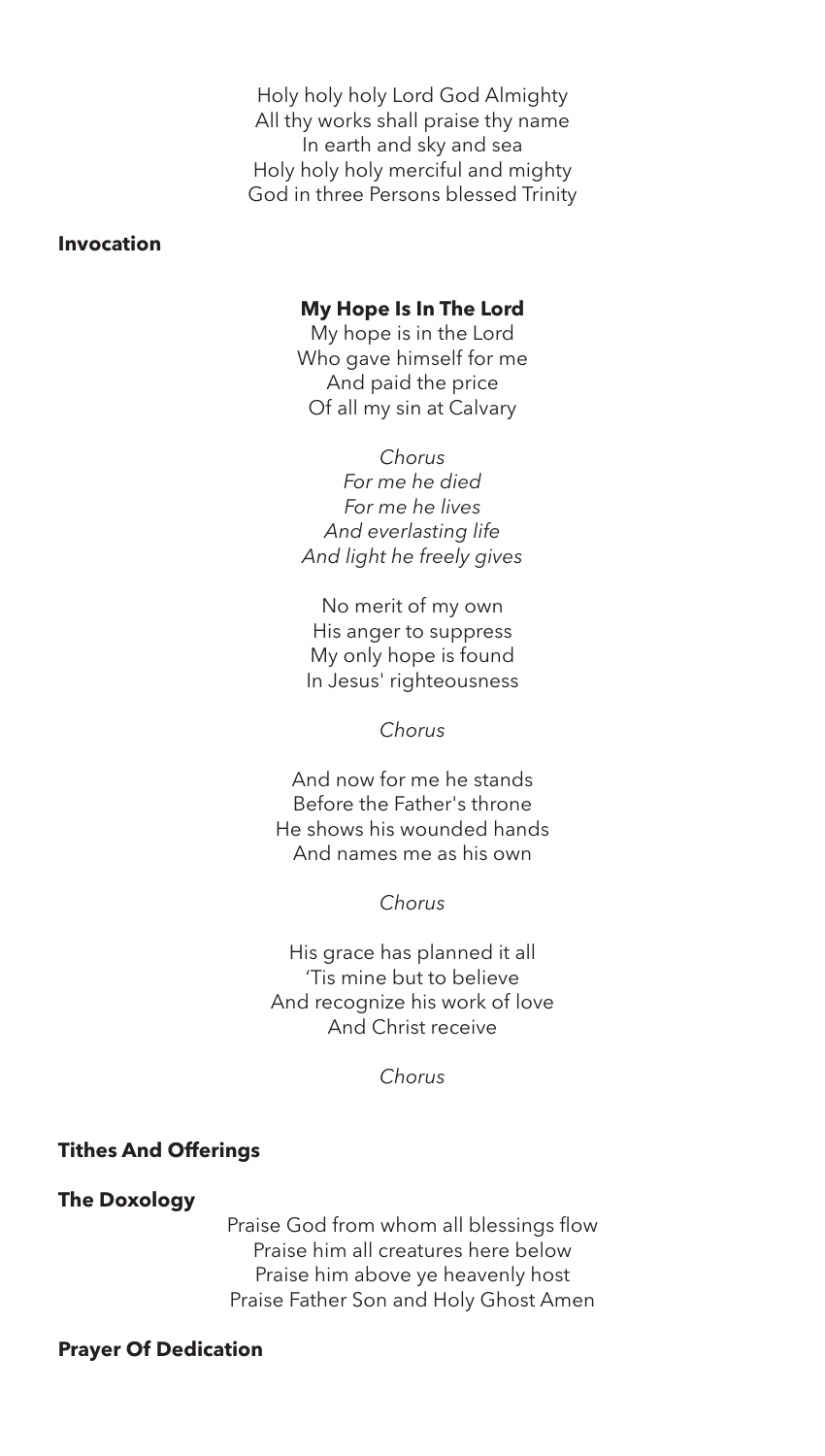Holy holy holy Lord God Almighty
All thy works shall praise thy name
In earth and sky and sea
Holy holy holy merciful and mighty
God in three Persons blessed Trinity

**Invocation**

**My Hope Is In The Lord**

My hope is in the Lord
Who gave himself for me
And paid the price
Of all my sin at Calvary

*Chorus*
*For me he died*
*For me he lives*
*And everlasting life*
*And light he freely gives*

No merit of my own
His anger to suppress
My only hope is found
In Jesus' righteousness

*Chorus*

And now for me he stands
Before the Father's throne
He shows his wounded hands
And names me as his own

*Chorus*

His grace has planned it all
'Tis mine but to believe
And recognize his work of love
And Christ receive

*Chorus*

**Tithes And Offerings**

**The Doxology**

Praise God from whom all blessings flow
Praise him all creatures here below
Praise him above ye heavenly host
Praise Father Son and Holy Ghost Amen

**Prayer Of Dedication**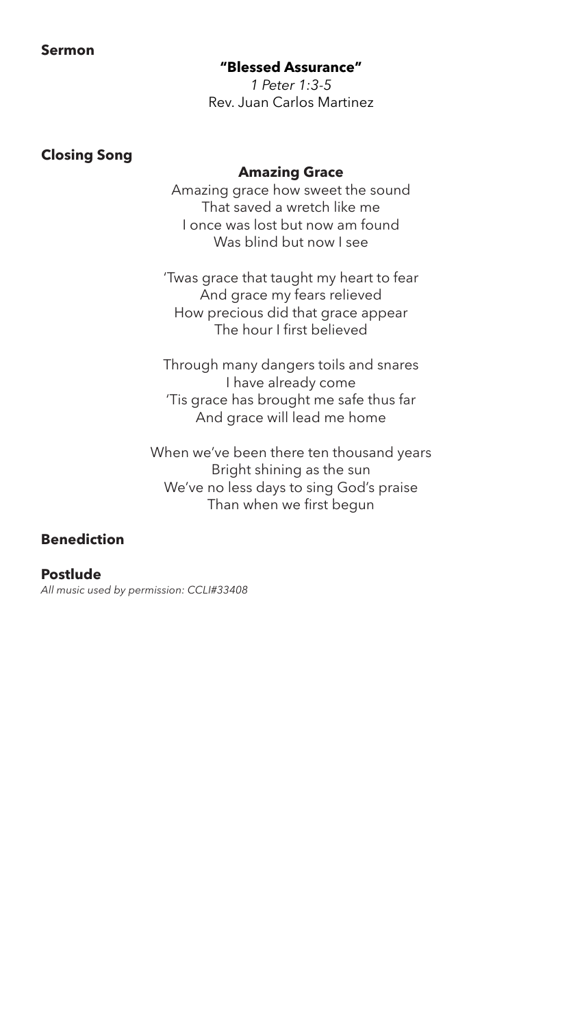**Sermon**

**"Blessed Assurance"**

*1 Peter 1:3-5*

Rev. Juan Carlos Martinez

**Closing Song**

**Amazing Grace**

Amazing grace how sweet the sound
That saved a wretch like me
I once was lost but now am found
Was blind but now I see

'Twas grace that taught my heart to fear
And grace my fears relieved
How precious did that grace appear
The hour I first believed

Through many dangers toils and snares
I have already come
'Tis grace has brought me safe thus far
And grace will lead me home

When we've been there ten thousand years
Bright shining as the sun
We've no less days to sing God's praise
Than when we first begun

**Benediction**

**Postlude**

*All music used by permission: CCLI#33408*